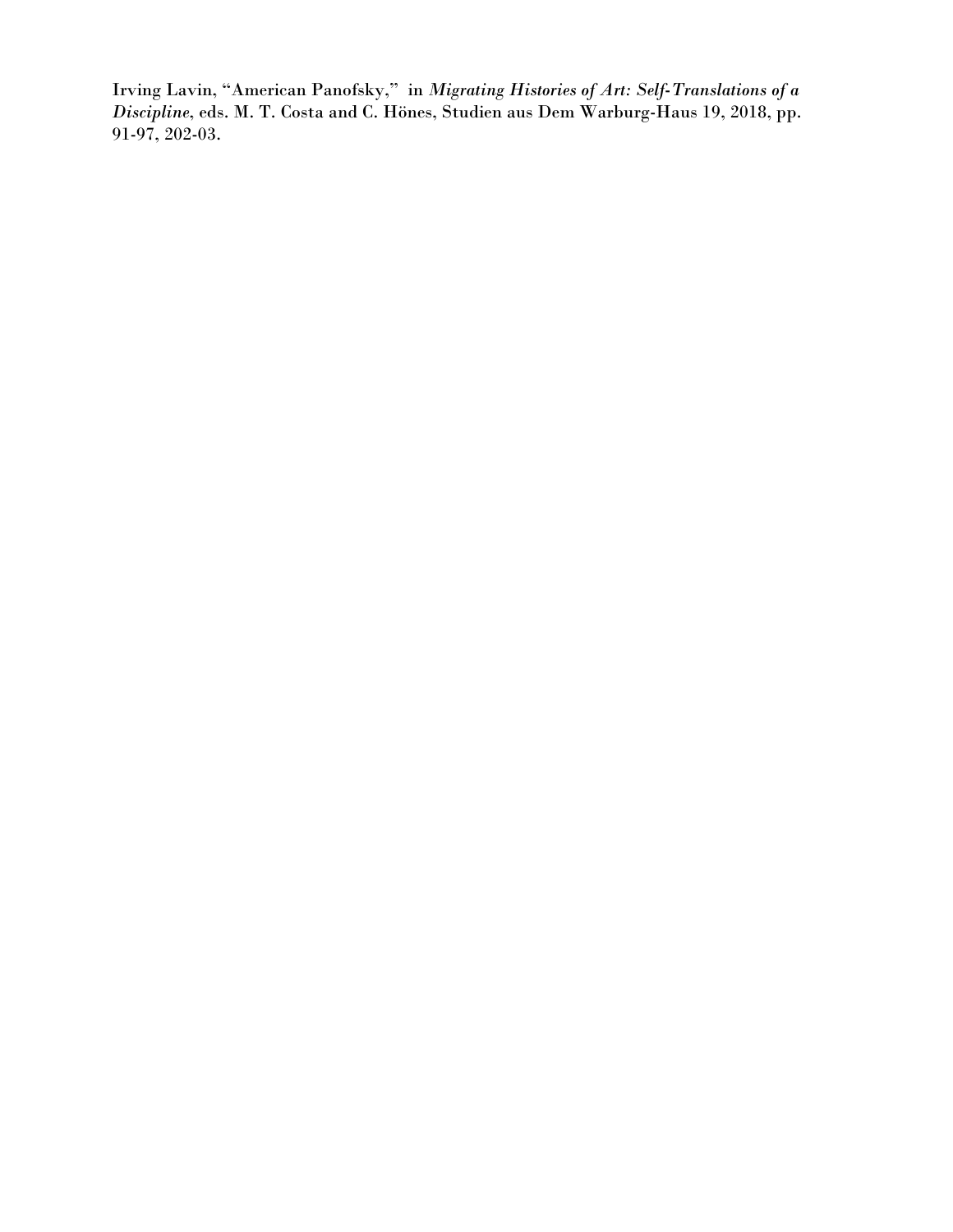Irving Lavin, "American Panofsky," in *Migrating Histories of Art: Self-Translations of a Discipline*, eds. M. T. Costa and C. Hönes, Studien aus Dem Warburg-Haus 19, 2018, pp. 91-97, 202-03.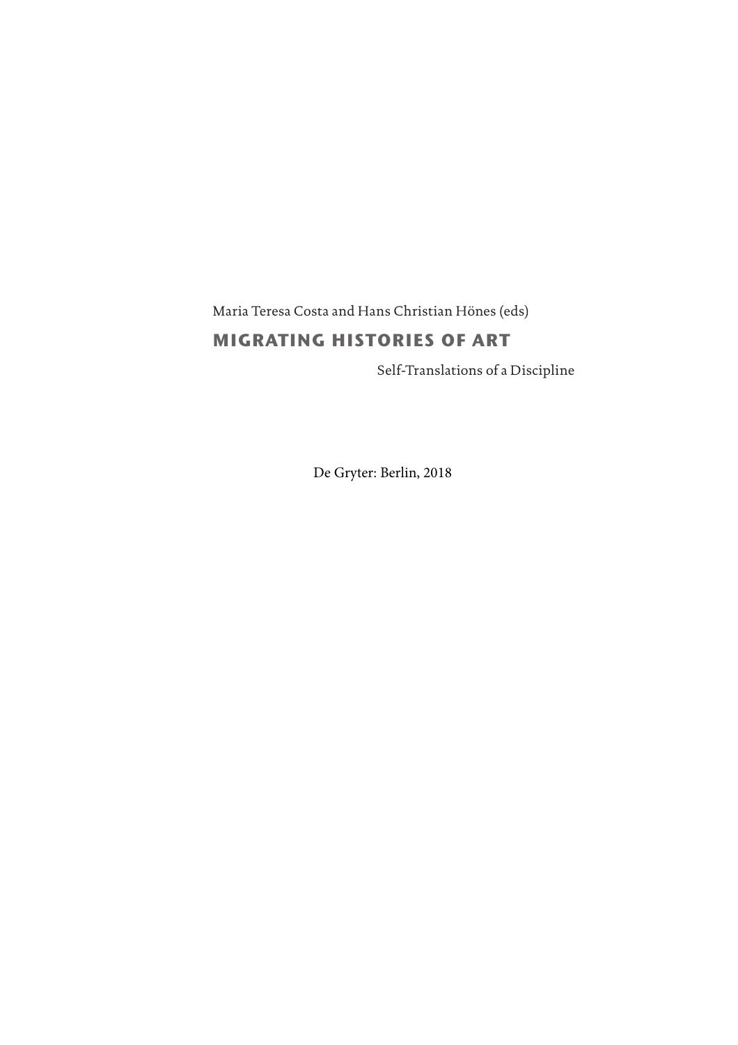Maria Teresa Costa and Hans Christian Hönes (eds)

# MIGRATING HISTORIES OF ART

Self-Translations of a Discipline

De Gryter: Berlin, 2018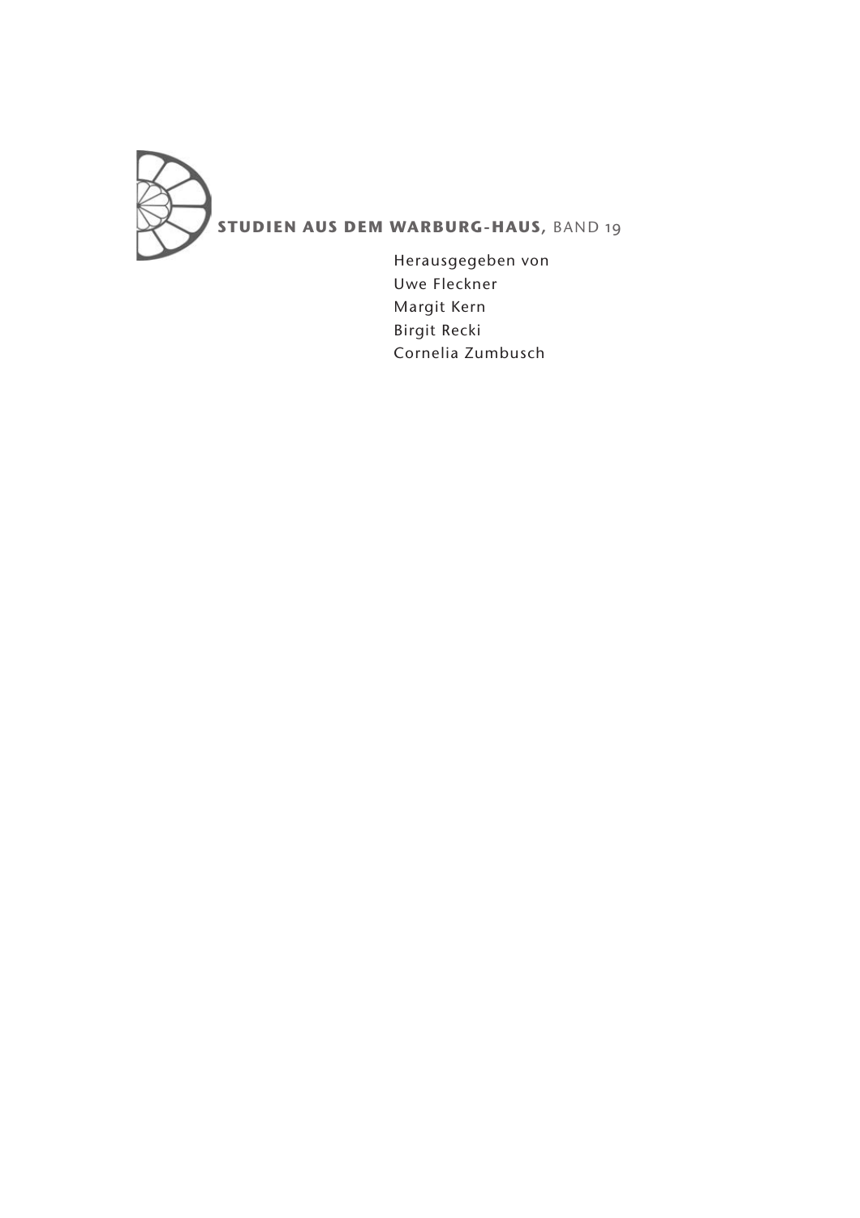**STUDIEN AUS DEM WARBURG-HAUS**, BAND 19

Herausgegeben von
Uwe Fleckner
Margit Kern
Birgit Recki
Cornelia Zumbusch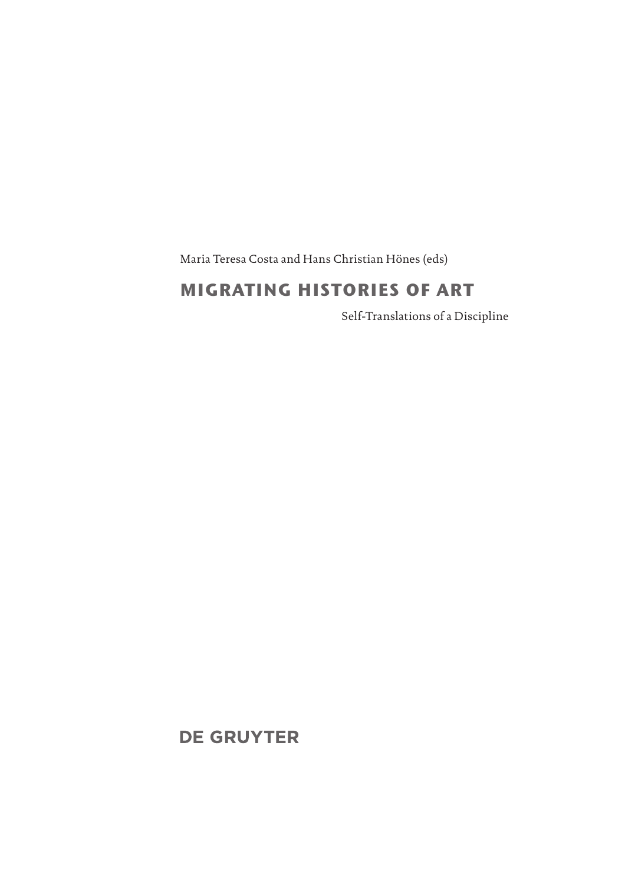Maria Teresa Costa and Hans Christian Hönes (eds)

# MIGRATING HISTORIES OF ART

Self-Translations of a Discipline

DE GRUYTER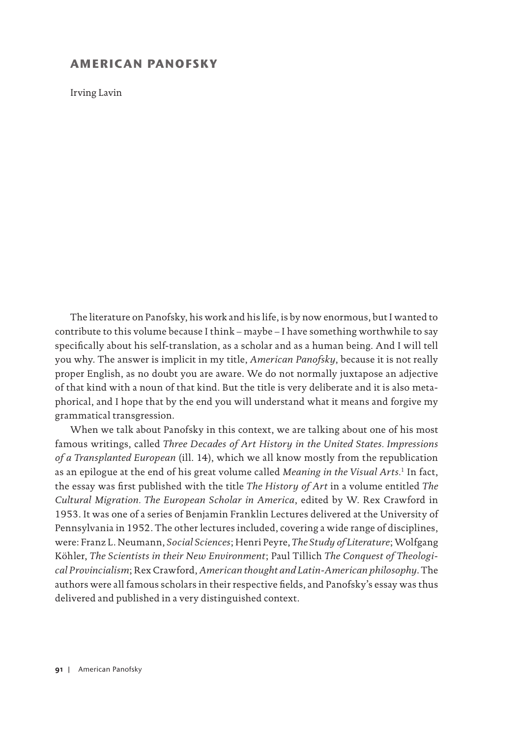# AMERICAN PANOFSKY

Irving Lavin

The literature on Panofsky, his work and his life, is by now enormous, but I wanted to contribute to this volume because I think – maybe – I have something worthwhile to say specifically about his self-translation, as a scholar and as a human being. And I will tell you why. The answer is implicit in my title, *American Panofsky*, because it is not really proper English, as no doubt you are aware. We do not normally juxtapose an adjective of that kind with a noun of that kind. But the title is very deliberate and it is also metaphorical, and I hope that by the end you will understand what it means and forgive my grammatical transgression.

When we talk about Panofsky in this context, we are talking about one of his most famous writings, called *Three Decades of Art History in the United States. Impressions of a Transplanted European* (ill. 14), which we all know mostly from the republication as an epilogue at the end of his great volume called *Meaning in the Visual Arts.*[1] In fact, the essay was first published with the title *The History of Art* in a volume entitled *The Cultural Migration. The European Scholar in America*, edited by W. Rex Crawford in 1953. It was one of a series of Benjamin Franklin Lectures delivered at the University of Pennsylvania in 1952. The other lectures included, covering a wide range of disciplines, were: Franz L. Neumann, *Social Sciences*; Henri Peyre, *The Study of Literature*; Wolfgang Köhler, *The Scientists in their New Environment*; Paul Tillich *The Conquest of Theological Provincialism*; Rex Crawford, *American thought and Latin-American philosophy*. The authors were all famous scholars in their respective fields, and Panofsky's essay was thus delivered and published in a very distinguished context.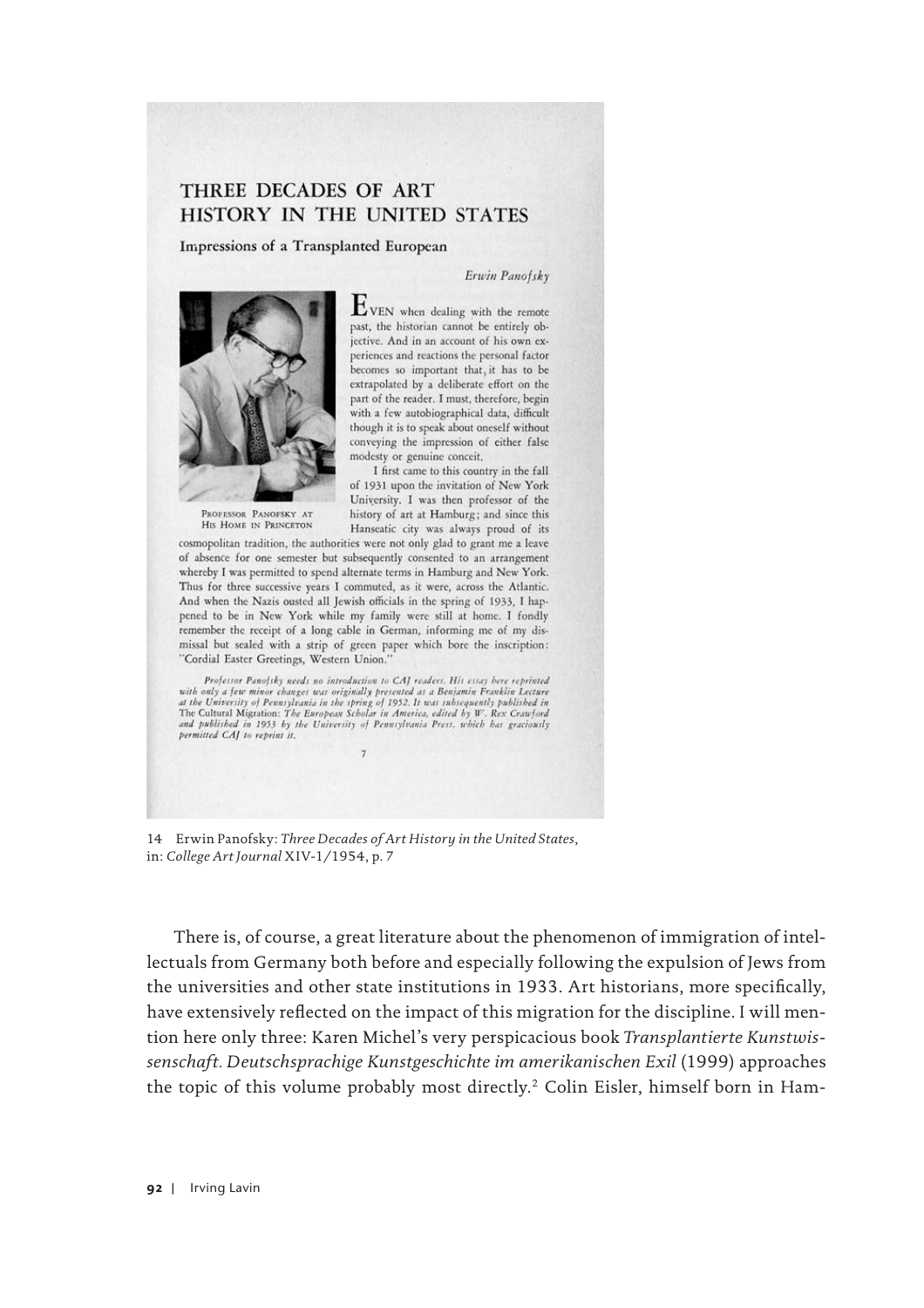# THREE DECADES OF ART HISTORY IN THE UNITED STATES

## Impressions of a Transplanted European

*Erwin Panofsky*

PROFESSOR PANOFSKY AT HIS HOME IN PRINCETON

EVEN when dealing with the remote past, the historian cannot be entirely objective. And in an account of his own experiences and reactions the personal factor becomes so important that, it has to be extrapolated by a deliberate effort on the part of the reader. I must, therefore, begin with a few autobiographical data, difficult though it is to speak about oneself without conveying the impression of either false modesty or genuine conceit.

I first came to this country in the fall of 1931 upon the invitation of New York University. I was then professor of the history of art at Hamburg; and since this Hanseatic city was always proud of its cosmopolitan tradition, the authorities were not only glad to grant me a leave of absence for one semester but subsequently consented to an arrangement whereby I was permitted to spend alternate terms in Hamburg and New York. Thus for three successive years I commuted, as it were, across the Atlantic. And when the Nazis ousted all Jewish officials in the spring of 1933, I happened to be in New York while my family were still at home. I fondly remember the receipt of a long cable in German, informing me of my dismissal but sealed with a strip of green paper which bore the inscription: "Cordial Easter Greetings, Western Union."

*Professor Panofsky needs no introduction to CAJ readers. His essay here reprinted with only a few minor changes was originally presented as a Benjamin Franklin Lecture at the University of Pennsylvania in the spring of 1952. It was subsequently published in* The Cultural Migration: *The European Scholar in America, edited by W. Rex Crawford and published in 1953 by the University of Pennsylvania Press, which has graciously permitted CAJ to reprint it.*

7

14 Erwin Panofsky: *Three Decades of Art History in the United States*, in: *College Art Journal* XIV-1/1954, p. 7

There is, of course, a great literature about the phenomenon of immigration of intellectuals from Germany both before and especially following the expulsion of Jews from the universities and other state institutions in 1933. Art historians, more specifically, have extensively reflected on the impact of this migration for the discipline. I will mention here only three: Karen Michel's very perspicacious book *Transplantierte Kunstwissenschaft. Deutschsprachige Kunstgeschichte im amerikanischen Exil* (1999) approaches the topic of this volume probably most directly.[2] Colin Eisler, himself born in Ham-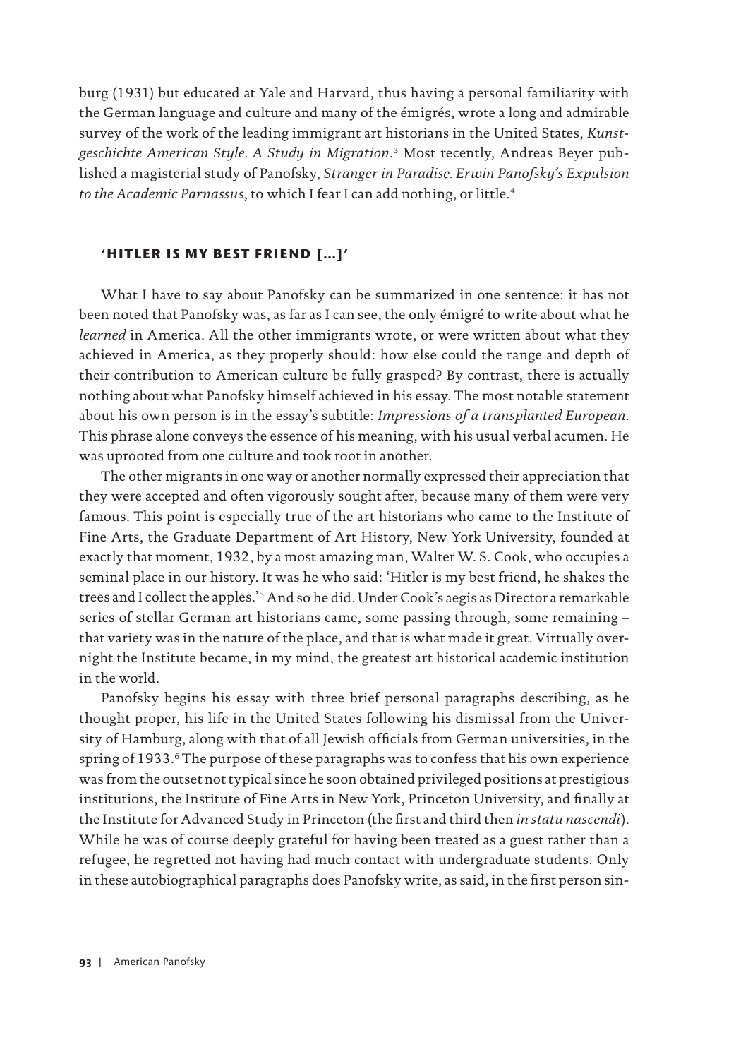burg (1931) but educated at Yale and Harvard, thus having a personal familiarity with the German language and culture and many of the émigrés, wrote a long and admirable survey of the work of the leading immigrant art historians in the United States, *Kunstgeschichte American Style. A Study in Migration*.[3] Most recently, Andreas Beyer published a magisterial study of Panofsky, *Stranger in Paradise. Erwin Panofsky's Expulsion to the Academic Parnassus*, to which I fear I can add nothing, or little.[4]

## 'HITLER IS MY BEST FRIEND [...]'

What I have to say about Panofsky can be summarized in one sentence: it has not been noted that Panofsky was, as far as I can see, the only émigré to write about what he *learned* in America. All the other immigrants wrote, or were written about what they achieved in America, as they properly should: how else could the range and depth of their contribution to American culture be fully grasped? By contrast, there is actually nothing about what Panofsky himself achieved in his essay. The most notable statement about his own person is in the essay's subtitle: *Impressions of a transplanted European*. This phrase alone conveys the essence of his meaning, with his usual verbal acumen. He was uprooted from one culture and took root in another.

The other migrants in one way or another normally expressed their appreciation that they were accepted and often vigorously sought after, because many of them were very famous. This point is especially true of the art historians who came to the Institute of Fine Arts, the Graduate Department of Art History, New York University, founded at exactly that moment, 1932, by a most amazing man, Walter W. S. Cook, who occupies a seminal place in our history. It was he who said: 'Hitler is my best friend, he shakes the trees and I collect the apples.'[5] And so he did. Under Cook's aegis as Director a remarkable series of stellar German art historians came, some passing through, some remaining – that variety was in the nature of the place, and that is what made it great. Virtually overnight the Institute became, in my mind, the greatest art historical academic institution in the world.

Panofsky begins his essay with three brief personal paragraphs describing, as he thought proper, his life in the United States following his dismissal from the University of Hamburg, along with that of all Jewish officials from German universities, in the spring of 1933.[6] The purpose of these paragraphs was to confess that his own experience was from the outset not typical since he soon obtained privileged positions at prestigious institutions, the Institute of Fine Arts in New York, Princeton University, and finally at the Institute for Advanced Study in Princeton (the first and third then *in statu nascendi*). While he was of course deeply grateful for having been treated as a guest rather than a refugee, he regretted not having had much contact with undergraduate students. Only in these autobiographical paragraphs does Panofsky write, as said, in the first person sin-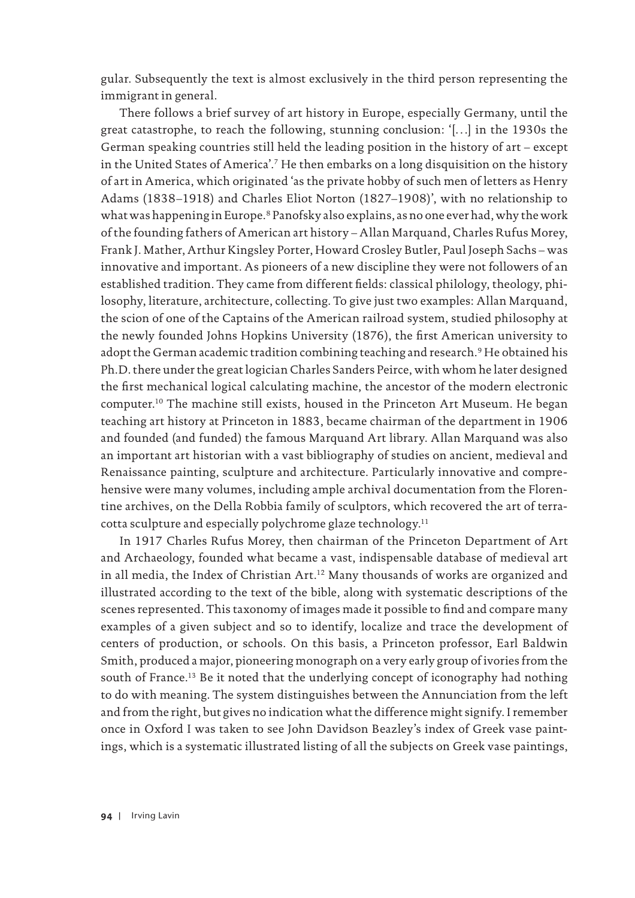gular. Subsequently the text is almost exclusively in the third person representing the immigrant in general.

There follows a brief survey of art history in Europe, especially Germany, until the great catastrophe, to reach the following, stunning conclusion: '[...] in the 1930s the German speaking countries still held the leading position in the history of art – except in the United States of America'.[7] He then embarks on a long disquisition on the history of art in America, which originated 'as the private hobby of such men of letters as Henry Adams (1838–1918) and Charles Eliot Norton (1827–1908)', with no relationship to what was happening in Europe.[8] Panofsky also explains, as no one ever had, why the work of the founding fathers of American art history – Allan Marquand, Charles Rufus Morey, Frank J. Mather, Arthur Kingsley Porter, Howard Crosley Butler, Paul Joseph Sachs – was innovative and important. As pioneers of a new discipline they were not followers of an established tradition. They came from different fields: classical philology, theology, philosophy, literature, architecture, collecting. To give just two examples: Allan Marquand, the scion of one of the Captains of the American railroad system, studied philosophy at the newly founded Johns Hopkins University (1876), the first American university to adopt the German academic tradition combining teaching and research.[9] He obtained his Ph.D. there under the great logician Charles Sanders Peirce, with whom he later designed the first mechanical logical calculating machine, the ancestor of the modern electronic computer.[10] The machine still exists, housed in the Princeton Art Museum. He began teaching art history at Princeton in 1883, became chairman of the department in 1906 and founded (and funded) the famous Marquand Art library. Allan Marquand was also an important art historian with a vast bibliography of studies on ancient, medieval and Renaissance painting, sculpture and architecture. Particularly innovative and comprehensive were many volumes, including ample archival documentation from the Florentine archives, on the Della Robbia family of sculptors, which recovered the art of terracotta sculpture and especially polychrome glaze technology.[11]

In 1917 Charles Rufus Morey, then chairman of the Princeton Department of Art and Archaeology, founded what became a vast, indispensable database of medieval art in all media, the Index of Christian Art.[12] Many thousands of works are organized and illustrated according to the text of the bible, along with systematic descriptions of the scenes represented. This taxonomy of images made it possible to find and compare many examples of a given subject and so to identify, localize and trace the development of centers of production, or schools. On this basis, a Princeton professor, Earl Baldwin Smith, produced a major, pioneering monograph on a very early group of ivories from the south of France.[13] Be it noted that the underlying concept of iconography had nothing to do with meaning. The system distinguishes between the Annunciation from the left and from the right, but gives no indication what the difference might signify. I remember once in Oxford I was taken to see John Davidson Beazley's index of Greek vase paintings, which is a systematic illustrated listing of all the subjects on Greek vase paintings,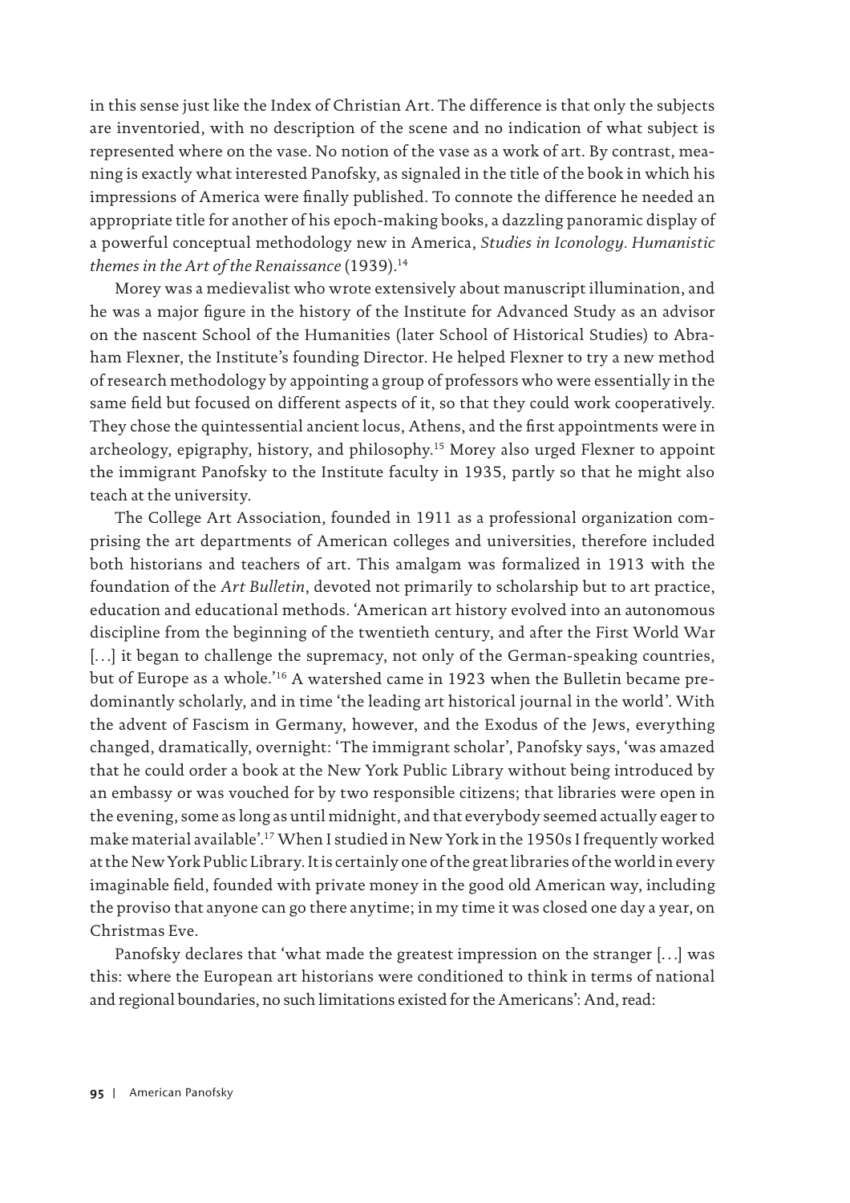in this sense just like the Index of Christian Art. The difference is that only the subjects are inventoried, with no description of the scene and no indication of what subject is represented where on the vase. No notion of the vase as a work of art. By contrast, meaning is exactly what interested Panofsky, as signaled in the title of the book in which his impressions of America were finally published. To connote the difference he needed an appropriate title for another of his epoch-making books, a dazzling panoramic display of a powerful conceptual methodology new in America, *Studies in Iconology. Humanistic themes in the Art of the Renaissance* (1939).[14]

Morey was a medievalist who wrote extensively about manuscript illumination, and he was a major figure in the history of the Institute for Advanced Study as an advisor on the nascent School of the Humanities (later School of Historical Studies) to Abraham Flexner, the Institute's founding Director. He helped Flexner to try a new method of research methodology by appointing a group of professors who were essentially in the same field but focused on different aspects of it, so that they could work cooperatively. They chose the quintessential ancient locus, Athens, and the first appointments were in archeology, epigraphy, history, and philosophy.[15] Morey also urged Flexner to appoint the immigrant Panofsky to the Institute faculty in 1935, partly so that he might also teach at the university.

The College Art Association, founded in 1911 as a professional organization comprising the art departments of American colleges and universities, therefore included both historians and teachers of art. This amalgam was formalized in 1913 with the foundation of the *Art Bulletin*, devoted not primarily to scholarship but to art practice, education and educational methods. 'American art history evolved into an autonomous discipline from the beginning of the twentieth century, and after the First World War [...] it began to challenge the supremacy, not only of the German-speaking countries, but of Europe as a whole.'[16] A watershed came in 1923 when the Bulletin became predominantly scholarly, and in time 'the leading art historical journal in the world'. With the advent of Fascism in Germany, however, and the Exodus of the Jews, everything changed, dramatically, overnight: 'The immigrant scholar', Panofsky says, 'was amazed that he could order a book at the New York Public Library without being introduced by an embassy or was vouched for by two responsible citizens; that libraries were open in the evening, some as long as until midnight, and that everybody seemed actually eager to make material available'.[17] When I studied in New York in the 1950s I frequently worked at the New York Public Library. It is certainly one of the great libraries of the world in every imaginable field, founded with private money in the good old American way, including the proviso that anyone can go there anytime; in my time it was closed one day a year, on Christmas Eve.

Panofsky declares that 'what made the greatest impression on the stranger [...] was this: where the European art historians were conditioned to think in terms of national and regional boundaries, no such limitations existed for the Americans': And, read: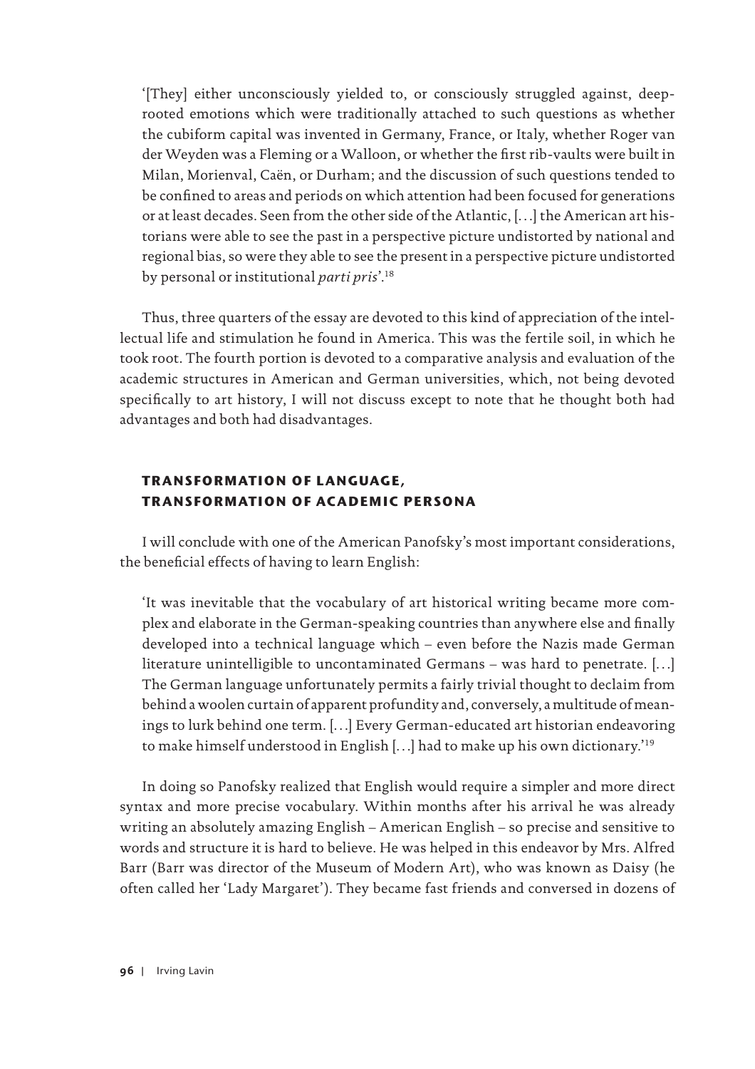'[They] either unconsciously yielded to, or consciously struggled against, deep-rooted emotions which were traditionally attached to such questions as whether the cubiform capital was invented in Germany, France, or Italy, whether Roger van der Weyden was a Fleming or a Walloon, or whether the first rib-vaults were built in Milan, Morienval, Caën, or Durham; and the discussion of such questions tended to be confined to areas and periods on which attention had been focused for generations or at least decades. Seen from the other side of the Atlantic, [...] the American art historians were able to see the past in a perspective picture undistorted by national and regional bias, so were they able to see the present in a perspective picture undistorted by personal or institutional *parti pris*'.[18]

Thus, three quarters of the essay are devoted to this kind of appreciation of the intellectual life and stimulation he found in America. This was the fertile soil, in which he took root. The fourth portion is devoted to a comparative analysis and evaluation of the academic structures in American and German universities, which, not being devoted specifically to art history, I will not discuss except to note that he thought both had advantages and both had disadvantages.

## Transformation of Language, Transformation of Academic Persona

I will conclude with one of the American Panofsky's most important considerations, the beneficial effects of having to learn English:

'It was inevitable that the vocabulary of art historical writing became more complex and elaborate in the German-speaking countries than anywhere else and finally developed into a technical language which – even before the Nazis made German literature unintelligible to uncontaminated Germans – was hard to penetrate. [...] The German language unfortunately permits a fairly trivial thought to declaim from behind a woolen curtain of apparent profundity and, conversely, a multitude of meanings to lurk behind one term. [...] Every German-educated art historian endeavoring to make himself understood in English [...] had to make up his own dictionary.'[19]

In doing so Panofsky realized that English would require a simpler and more direct syntax and more precise vocabulary. Within months after his arrival he was already writing an absolutely amazing English – American English – so precise and sensitive to words and structure it is hard to believe. He was helped in this endeavor by Mrs. Alfred Barr (Barr was director of the Museum of Modern Art), who was known as Daisy (he often called her 'Lady Margaret'). They became fast friends and conversed in dozens of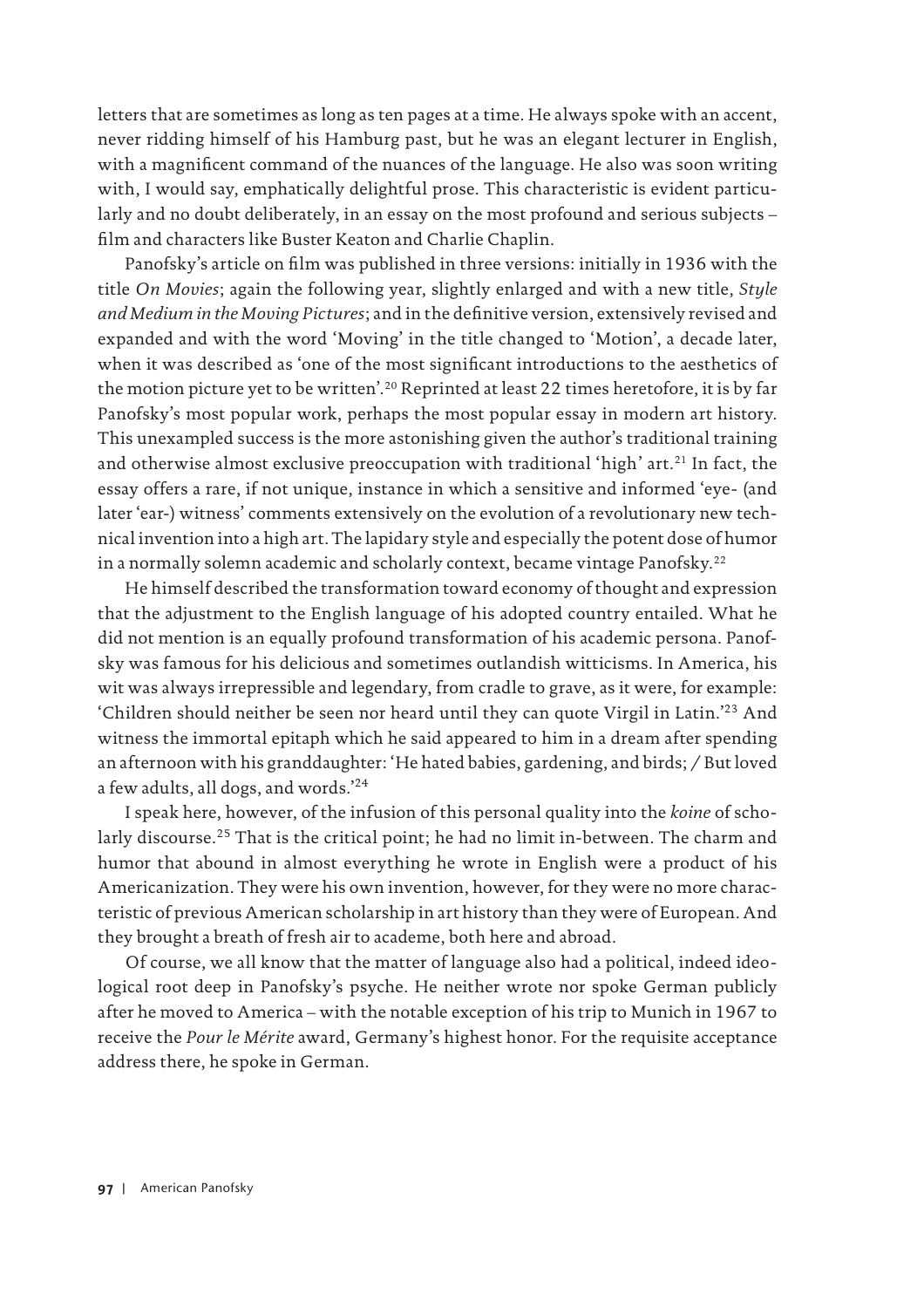letters that are sometimes as long as ten pages at a time. He always spoke with an accent, never ridding himself of his Hamburg past, but he was an elegant lecturer in English, with a magnificent command of the nuances of the language. He also was soon writing with, I would say, emphatically delightful prose. This characteristic is evident particularly and no doubt deliberately, in an essay on the most profound and serious subjects – film and characters like Buster Keaton and Charlie Chaplin.

Panofsky's article on film was published in three versions: initially in 1936 with the title *On Movies*; again the following year, slightly enlarged and with a new title, *Style and Medium in the Moving Pictures*; and in the definitive version, extensively revised and expanded and with the word 'Moving' in the title changed to 'Motion', a decade later, when it was described as 'one of the most significant introductions to the aesthetics of the motion picture yet to be written'.[20] Reprinted at least 22 times heretofore, it is by far Panofsky's most popular work, perhaps the most popular essay in modern art history. This unexampled success is the more astonishing given the author's traditional training and otherwise almost exclusive preoccupation with traditional 'high' art.[21] In fact, the essay offers a rare, if not unique, instance in which a sensitive and informed 'eye- (and later 'ear-) witness' comments extensively on the evolution of a revolutionary new technical invention into a high art. The lapidary style and especially the potent dose of humor in a normally solemn academic and scholarly context, became vintage Panofsky.[22]

He himself described the transformation toward economy of thought and expression that the adjustment to the English language of his adopted country entailed. What he did not mention is an equally profound transformation of his academic persona. Panofsky was famous for his delicious and sometimes outlandish witticisms. In America, his wit was always irrepressible and legendary, from cradle to grave, as it were, for example: 'Children should neither be seen nor heard until they can quote Virgil in Latin.'[23] And witness the immortal epitaph which he said appeared to him in a dream after spending an afternoon with his granddaughter: 'He hated babies, gardening, and birds; / But loved a few adults, all dogs, and words.'[24]

I speak here, however, of the infusion of this personal quality into the *koine* of scholarly discourse.[25] That is the critical point; he had no limit in-between. The charm and humor that abound in almost everything he wrote in English were a product of his Americanization. They were his own invention, however, for they were no more characteristic of previous American scholarship in art history than they were of European. And they brought a breath of fresh air to academe, both here and abroad.

Of course, we all know that the matter of language also had a political, indeed ideological root deep in Panofsky's psyche. He neither wrote nor spoke German publicly after he moved to America – with the notable exception of his trip to Munich in 1967 to receive the *Pour le Mérite* award, Germany's highest honor. For the requisite acceptance address there, he spoke in German.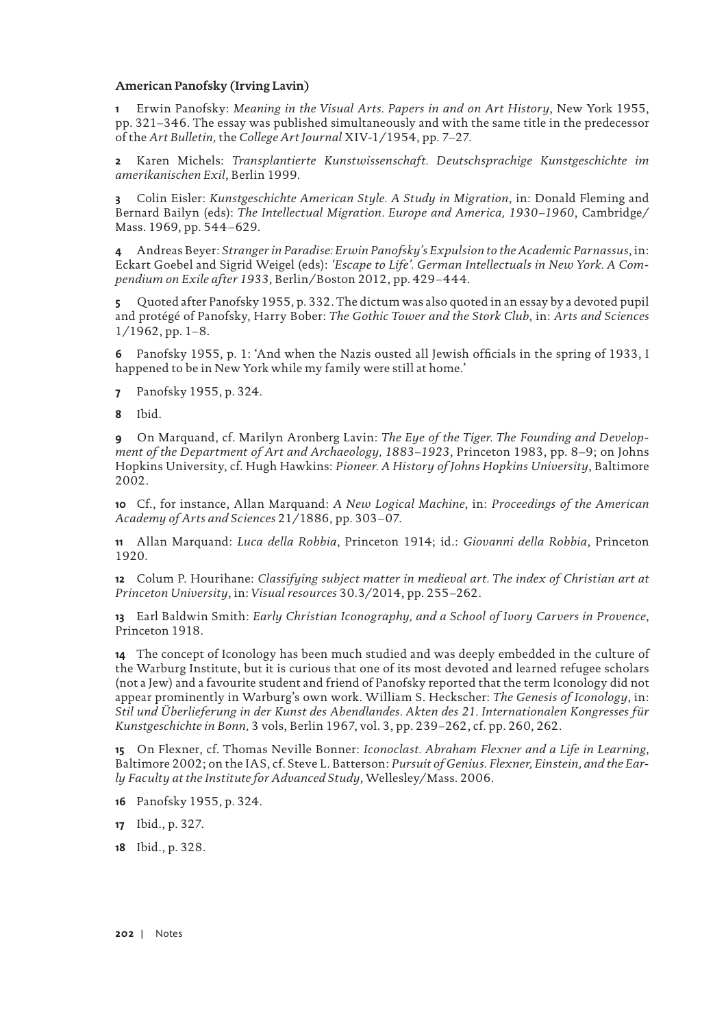### American Panofsky (Irving Lavin)

**1** Erwin Panofsky: *Meaning in the Visual Arts. Papers in and on Art History*, New York 1955, pp. 321–346. The essay was published simultaneously and with the same title in the predecessor of the *Art Bulletin,* the *College Art Journal* XIV-1/1954, pp. 7–27.

**2** Karen Michels: *Transplantierte Kunstwissenschaft. Deutschsprachige Kunstgeschichte im amerikanischen Exil*, Berlin 1999.

**3** Colin Eisler: *Kunstgeschichte American Style. A Study in Migration*, in: Donald Fleming and Bernard Bailyn (eds): *The Intellectual Migration. Europe and America, 1930–1960*, Cambridge/Mass. 1969, pp. 544–629.

**4** Andreas Beyer: *Stranger in Paradise: Erwin Panofsky's Expulsion to the Academic Parnassus*, in: Eckart Goebel and Sigrid Weigel (eds): *'Escape to Life'. German Intellectuals in New York. A Compendium on Exile after 1933*, Berlin/Boston 2012, pp. 429–444.

**5** Quoted after Panofsky 1955, p. 332. The dictum was also quoted in an essay by a devoted pupil and protégé of Panofsky, Harry Bober: *The Gothic Tower and the Stork Club*, in: *Arts and Sciences* 1/1962, pp. 1–8.

**6** Panofsky 1955, p. 1: 'And when the Nazis ousted all Jewish officials in the spring of 1933, I happened to be in New York while my family were still at home.'

**7** Panofsky 1955, p. 324.

**8** Ibid.

**9** On Marquand, cf. Marilyn Aronberg Lavin: *The Eye of the Tiger. The Founding and Development of the Department of Art and Archaeology, 1883–1923*, Princeton 1983, pp. 8–9; on Johns Hopkins University, cf. Hugh Hawkins: *Pioneer. A History of Johns Hopkins University*, Baltimore 2002.

**10** Cf., for instance, Allan Marquand: *A New Logical Machine*, in: *Proceedings of the American Academy of Arts and Sciences* 21/1886, pp. 303–07.

**11** Allan Marquand: *Luca della Robbia*, Princeton 1914; id.: *Giovanni della Robbia*, Princeton 1920.

**12** Colum P. Hourihane: *Classifying subject matter in medieval art. The index of Christian art at Princeton University*, in: *Visual resources* 30.3/2014, pp. 255–262.

**13** Earl Baldwin Smith: *Early Christian Iconography, and a School of Ivory Carvers in Provence*, Princeton 1918.

**14** The concept of Iconology has been much studied and was deeply embedded in the culture of the Warburg Institute, but it is curious that one of its most devoted and learned refugee scholars (not a Jew) and a favourite student and friend of Panofsky reported that the term Iconology did not appear prominently in Warburg's own work. William S. Heckscher: *The Genesis of Iconology*, in: *Stil und Überlieferung in der Kunst des Abendlandes. Akten des 21. Internationalen Kongresses für Kunstgeschichte in Bonn,* 3 vols, Berlin 1967, vol. 3, pp. 239–262, cf. pp. 260, 262.

**15** On Flexner, cf. Thomas Neville Bonner: *Iconoclast. Abraham Flexner and a Life in Learning*, Baltimore 2002; on the IAS, cf. Steve L. Batterson: *Pursuit of Genius. Flexner, Einstein, and the Early Faculty at the Institute for Advanced Study*, Wellesley/Mass. 2006.

**16** Panofsky 1955, p. 324.

**17** Ibid., p. 327.

**18** Ibid., p. 328.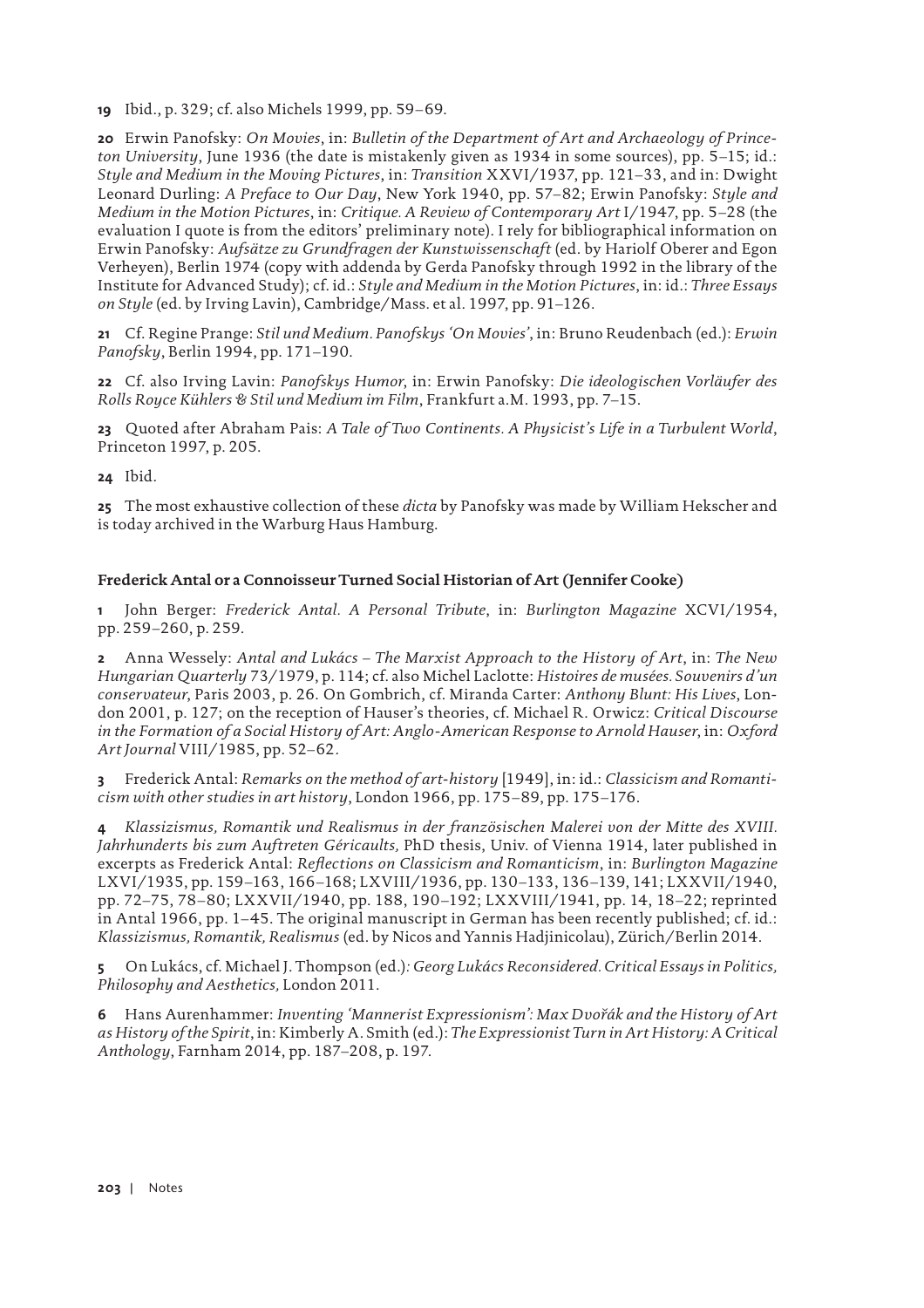**19** Ibid., p. 329; cf. also Michels 1999, pp. 59–69.

**20** Erwin Panofsky: *On Movies*, in: *Bulletin of the Department of Art and Archaeology of Princeton University*, June 1936 (the date is mistakenly given as 1934 in some sources), pp. 5–15; id.: *Style and Medium in the Moving Pictures*, in: *Transition* XXVI/1937, pp. 121–33, and in: Dwight Leonard Durling: *A Preface to Our Day*, New York 1940, pp. 57–82; Erwin Panofsky: *Style and Medium in the Motion Pictures*, in: *Critique. A Review of Contemporary Art* I/1947, pp. 5–28 (the evaluation I quote is from the editors' preliminary note). I rely for bibliographical information on Erwin Panofsky: *Aufsätze zu Grundfragen der Kunstwissenschaft* (ed. by Hariolf Oberer and Egon Verheyen), Berlin 1974 (copy with addenda by Gerda Panofsky through 1992 in the library of the Institute for Advanced Study); cf. id.: *Style and Medium in the Motion Pictures*, in: id.: *Three Essays on Style* (ed. by Irving Lavin), Cambridge/Mass. et al. 1997, pp. 91–126.

**21** Cf. Regine Prange: *Stil und Medium. Panofskys 'On Movies'*, in: Bruno Reudenbach (ed.): *Erwin Panofsky*, Berlin 1994, pp. 171–190.

**22** Cf. also Irving Lavin: *Panofskys Humor*, in: Erwin Panofsky: *Die ideologischen Vorläufer des Rolls Royce Kühlers & Stil und Medium im Film*, Frankfurt a.M. 1993, pp. 7–15.

**23** Quoted after Abraham Pais: *A Tale of Two Continents. A Physicist's Life in a Turbulent World*, Princeton 1997, p. 205.

**24** Ibid.

**25** The most exhaustive collection of these *dicta* by Panofsky was made by William Heckscher and is today archived in the Warburg Haus Hamburg.

### Frederick Antal or a Connoisseur Turned Social Historian of Art (Jennifer Cooke)

**1** John Berger: *Frederick Antal. A Personal Tribute*, in: *Burlington Magazine* XCVI/1954, pp. 259–260, p. 259.

**2** Anna Wessely: *Antal and Lukács – The Marxist Approach to the History of Art*, in: *The New Hungarian Quarterly* 73/1979, p. 114; cf. also Michel Laclotte: *Histoires de musées. Souvenirs d'un conservateur*, Paris 2003, p. 26. On Gombrich, cf. Miranda Carter: *Anthony Blunt: His Lives*, London 2001, p. 127; on the reception of Hauser's theories, cf. Michael R. Orwicz: *Critical Discourse in the Formation of a Social History of Art: Anglo-American Response to Arnold Hauser*, in: *Oxford Art Journal* VIII/1985, pp. 52–62.

**3** Frederick Antal: *Remarks on the method of art-history* [1949], in: id.: *Classicism and Romanticism with other studies in art history*, London 1966, pp. 175–89, pp. 175–176.

**4** *Klassizismus, Romantik und Realismus in der französischen Malerei von der Mitte des XVIII. Jahrhunderts bis zum Auftreten Géricaults,* PhD thesis, Univ. of Vienna 1914, later published in excerpts as Frederick Antal: *Reflections on Classicism and Romanticism*, in: *Burlington Magazine* LXVI/1935, pp. 159–163, 166–168; LXVIII/1936, pp. 130–133, 136–139, 141; LXXVII/1940, pp. 72–75, 78–80; LXXVII/1940, pp. 188, 190–192; LXXVIII/1941, pp. 14, 18–22; reprinted in Antal 1966, pp. 1–45. The original manuscript in German has been recently published; cf. id.: *Klassizismus, Romantik, Realismus* (ed. by Nicos and Yannis Hadjinicolau), Zürich/Berlin 2014.

**5** On Lukács, cf. Michael J. Thompson (ed.)*: Georg Lukács Reconsidered. Critical Essays in Politics, Philosophy and Aesthetics,* London 2011.

**6** Hans Aurenhammer: *Inventing 'Mannerist Expressionism': Max Dvořák and the History of Art as History of the Spirit*, in: Kimberly A. Smith (ed.): *The Expressionist Turn in Art History: A Critical Anthology*, Farnham 2014, pp. 187–208, p. 197.